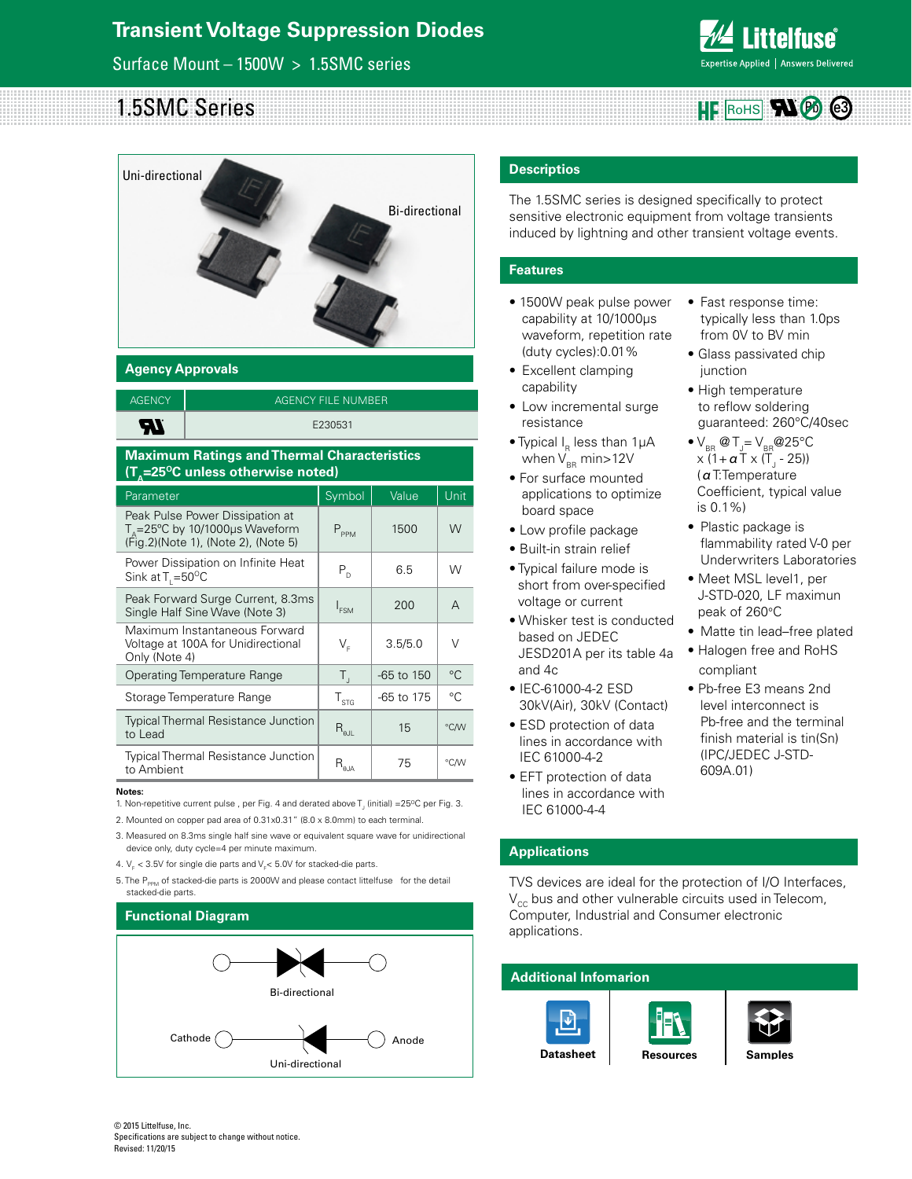# Transient Voltage Suppression Diodes

Surface Mount – 1500W > 1.5SMC series

## 1.5SMC Series

Uni-directional

Bi-directional

### Descriptios

The 1.5SMC series is designed specifically to protect sensitive electronic equipment from voltage transients induced by lightning and other transient voltage events.

### Features

- 1500W peak pulse power capability at 10/1000μs waveform, repetition rate (duty cycles):0.01%
- Excellent clamping capability
- Low incremental surge resistance
- Typical $I_R$ less than 1μA when $V_{BR}$ min>12V
- For surface mounted applications to optimize board space
- Low profile package
- Built-in strain relief
- Typical failure mode is short from over-specified voltage or current
- Whisker test is conducted based on JEDEC JESD201A per its table 4a and 4c
- IEC-61000-4-2 ESD 30kV(Air), 30kV (Contact)
- ESD protection of data lines in accordance with IEC 61000-4-2
- EFT protection of data lines in accordance with IEC 61000-4-4
- Fast response time: typically less than 1.0ps from 0V to BV min
- Glass passivated chip junction
- High temperature to reflow soldering guaranteed: 260°C/40sec
- $V_{BR}$ @$T_J$= $V_{BR}$@25°C x (1+$\alpha$T x ($T_J$ - 25)) ($\alpha$T:Temperature Coefficient, typical value is 0.1%)
- Plastic package is flammability rated V-0 per Underwriters Laboratories
- Meet MSL level1, per J-STD-020, LF maximun peak of 260°C
- Matte tin lead–free plated
- Halogen free and RoHS compliant
- Pb-free E3 means 2nd level interconnect is Pb-free and the terminal finish material is tin(Sn) (IPC/JEDEC J-STD-609A.01)

### Applications

TVS devices are ideal for the protection of I/O Interfaces, $V_{CC}$ bus and other vulnerable circuits used in Telecom, Computer, Industrial and Consumer electronic applications.

### Agency Approvals

| AGENCY | AGENCY FILE NUMBER |
|---|---|
| UL | E230531 |

### Maximum Ratings and Thermal Characteristics ($T_A$=25°C unless otherwise noted)

| Parameter | Symbol | Value | Unit |
|---|---|---|---|
| Peak Pulse Power Dissipation at $T_A$=25°C by 10/1000μs Waveform (Fig.2)(Note 1), (Note 2), (Note 5) | $P_{PPM}$ | 1500 | W |
| Power Dissipation on Infinite Heat Sink at $T_L$=50°C | $P_D$ | 6.5 | W |
| Peak Forward Surge Current, 8.3ms Single Half Sine Wave (Note 3) | $I_{FSM}$ | 200 | A |
| Maximum Instantaneous Forward Voltage at 100A for Unidirectional Only (Note 4) | $V_F$ | 3.5/5.0 | V |
| Operating Temperature Range | $T_J$ | -65 to 150 | °C |
| Storage Temperature Range | $T_{STG}$ | -65 to 175 | °C |
| Typical Thermal Resistance Junction to Lead | $R_{\theta JL}$ | 15 | °C/W |
| Typical Thermal Resistance Junction to Ambient | $R_{\theta JA}$ | 75 | °C/W |

**Notes:**

1. Non-repetitive current pulse , per Fig. 4 and derated above $T_J$ (initial) =25°C per Fig. 3.
2. Mounted on copper pad area of 0.31x0.31" (8.0 x 8.0mm) to each terminal.
3. Measured on 8.3ms single half sine wave or equivalent square wave for unidirectional device only, duty cycle=4 per minute maximum.
4. $V_F$ < 3.5V for single die parts and $V_F$< 5.0V for stacked-die parts.
5. The $P_{PPM}$ of stacked-die parts is 2000W and please contact littelfuse for the detail stacked-die parts.

### Functional Diagram

Bi-directional

Cathode — Anode

Uni-directional

### Additional Infomarion

Datasheet | Resources | Samples

© 2015 Littelfuse, Inc.
Specifications are subject to change without notice.
Revised: 11/20/15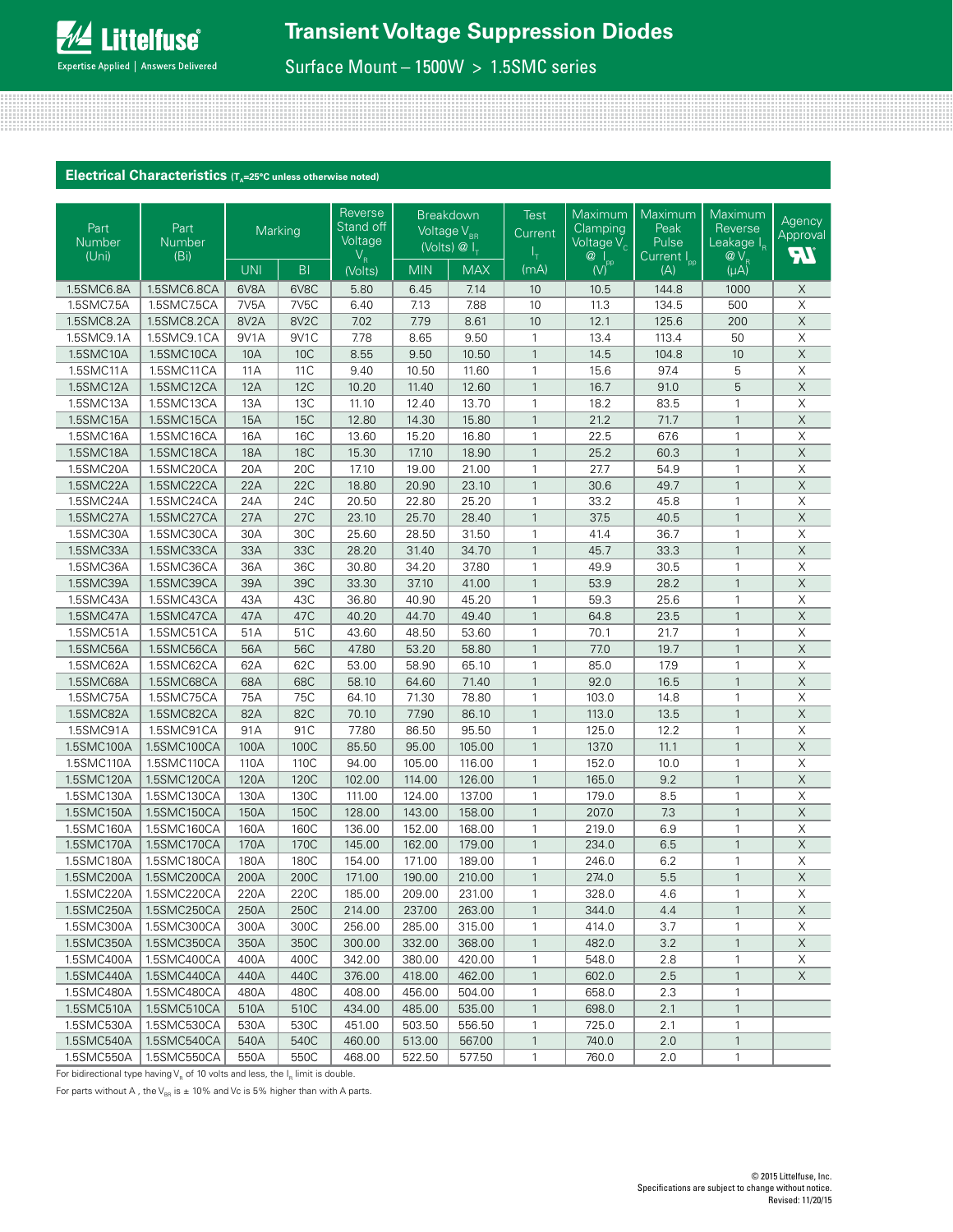## Electrical Characteristics ($T_A$=25°C unless otherwise noted)

| Part Number (Uni) | Part Number (Bi) | Marking | | Reverse Stand off Voltage $V_R$ (Volts) | Breakdown Voltage $V_{BR}$ (Volts) @ $I_T$ | | Test Current $I_T$ (mA) | Maximum Clamping Voltage $V_C$ @ $I_{pp}$ (V) | Maximum Peak Pulse Current $I_{pp}$ (A) | Maximum Reverse Leakage $I_R$ @ $V_R$ (μA) | Agency Approval UL |
|---|---|---|---|---|---|---|---|---|---|---|---|
| | | UNI | BI | | MIN | MAX | | | | | |
| 1.5SMC6.8A | 1.5SMC6.8CA | 6V8A | 6V8C | 5.80 | 6.45 | 7.14 | 10 | 10.5 | 144.8 | 1000 | X |
| 1.5SMC7.5A | 1.5SMC7.5CA | 7V5A | 7V5C | 6.40 | 7.13 | 7.88 | 10 | 11.3 | 134.5 | 500 | X |
| 1.5SMC8.2A | 1.5SMC8.2CA | 8V2A | 8V2C | 7.02 | 7.79 | 8.61 | 10 | 12.1 | 125.6 | 200 | X |
| 1.5SMC9.1A | 1.5SMC9.1CA | 9V1A | 9V1C | 7.78 | 8.65 | 9.50 | 1 | 13.4 | 113.4 | 50 | X |
| 1.5SMC10A | 1.5SMC10CA | 10A | 10C | 8.55 | 9.50 | 10.50 | 1 | 14.5 | 104.8 | 10 | X |
| 1.5SMC11A | 1.5SMC11CA | 11A | 11C | 9.40 | 10.50 | 11.60 | 1 | 15.6 | 97.4 | 5 | X |
| 1.5SMC12A | 1.5SMC12CA | 12A | 12C | 10.20 | 11.40 | 12.60 | 1 | 16.7 | 91.0 | 5 | X |
| 1.5SMC13A | 1.5SMC13CA | 13A | 13C | 11.10 | 12.40 | 13.70 | 1 | 18.2 | 83.5 | 1 | X |
| 1.5SMC15A | 1.5SMC15CA | 15A | 15C | 12.80 | 14.30 | 15.80 | 1 | 21.2 | 71.7 | 1 | X |
| 1.5SMC16A | 1.5SMC16CA | 16A | 16C | 13.60 | 15.20 | 16.80 | 1 | 22.5 | 67.6 | 1 | X |
| 1.5SMC18A | 1.5SMC18CA | 18A | 18C | 15.30 | 17.10 | 18.90 | 1 | 25.2 | 60.3 | 1 | X |
| 1.5SMC20A | 1.5SMC20CA | 20A | 20C | 17.10 | 19.00 | 21.00 | 1 | 27.7 | 54.9 | 1 | X |
| 1.5SMC22A | 1.5SMC22CA | 22A | 22C | 18.80 | 20.90 | 23.10 | 1 | 30.6 | 49.7 | 1 | X |
| 1.5SMC24A | 1.5SMC24CA | 24A | 24C | 20.50 | 22.80 | 25.20 | 1 | 33.2 | 45.8 | 1 | X |
| 1.5SMC27A | 1.5SMC27CA | 27A | 27C | 23.10 | 25.70 | 28.40 | 1 | 37.5 | 40.5 | 1 | X |
| 1.5SMC30A | 1.5SMC30CA | 30A | 30C | 25.60 | 28.50 | 31.50 | 1 | 41.4 | 36.7 | 1 | X |
| 1.5SMC33A | 1.5SMC33CA | 33A | 33C | 28.20 | 31.40 | 34.70 | 1 | 45.7 | 33.3 | 1 | X |
| 1.5SMC36A | 1.5SMC36CA | 36A | 36C | 30.80 | 34.20 | 37.80 | 1 | 49.9 | 30.5 | 1 | X |
| 1.5SMC39A | 1.5SMC39CA | 39A | 39C | 33.30 | 37.10 | 41.00 | 1 | 53.9 | 28.2 | 1 | X |
| 1.5SMC43A | 1.5SMC43CA | 43A | 43C | 36.80 | 40.90 | 45.20 | 1 | 59.3 | 25.6 | 1 | X |
| 1.5SMC47A | 1.5SMC47CA | 47A | 47C | 40.20 | 44.70 | 49.40 | 1 | 64.8 | 23.5 | 1 | X |
| 1.5SMC51A | 1.5SMC51CA | 51A | 51C | 43.60 | 48.50 | 53.60 | 1 | 70.1 | 21.7 | 1 | X |
| 1.5SMC56A | 1.5SMC56CA | 56A | 56C | 47.80 | 53.20 | 58.80 | 1 | 77.0 | 19.7 | 1 | X |
| 1.5SMC62A | 1.5SMC62CA | 62A | 62C | 53.00 | 58.90 | 65.10 | 1 | 85.0 | 17.9 | 1 | X |
| 1.5SMC68A | 1.5SMC68CA | 68A | 68C | 58.10 | 64.60 | 71.40 | 1 | 92.0 | 16.5 | 1 | X |
| 1.5SMC75A | 1.5SMC75CA | 75A | 75C | 64.10 | 71.30 | 78.80 | 1 | 103.0 | 14.8 | 1 | X |
| 1.5SMC82A | 1.5SMC82CA | 82A | 82C | 70.10 | 77.90 | 86.10 | 1 | 113.0 | 13.5 | 1 | X |
| 1.5SMC91A | 1.5SMC91CA | 91A | 91C | 77.80 | 86.50 | 95.50 | 1 | 125.0 | 12.2 | 1 | X |
| 1.5SMC100A | 1.5SMC100CA | 100A | 100C | 85.50 | 95.00 | 105.00 | 1 | 137.0 | 11.1 | 1 | X |
| 1.5SMC110A | 1.5SMC110CA | 110A | 110C | 94.00 | 105.00 | 116.00 | 1 | 152.0 | 10.0 | 1 | X |
| 1.5SMC120A | 1.5SMC120CA | 120A | 120C | 102.00 | 114.00 | 126.00 | 1 | 165.0 | 9.2 | 1 | X |
| 1.5SMC130A | 1.5SMC130CA | 130A | 130C | 111.00 | 124.00 | 137.00 | 1 | 179.0 | 8.5 | 1 | X |
| 1.5SMC150A | 1.5SMC150CA | 150A | 150C | 128.00 | 143.00 | 158.00 | 1 | 207.0 | 7.3 | 1 | X |
| 1.5SMC160A | 1.5SMC160CA | 160A | 160C | 136.00 | 152.00 | 168.00 | 1 | 219.0 | 6.9 | 1 | X |
| 1.5SMC170A | 1.5SMC170CA | 170A | 170C | 145.00 | 162.00 | 179.00 | 1 | 234.0 | 6.5 | 1 | X |
| 1.5SMC180A | 1.5SMC180CA | 180A | 180C | 154.00 | 171.00 | 189.00 | 1 | 246.0 | 6.2 | 1 | X |
| 1.5SMC200A | 1.5SMC200CA | 200A | 200C | 171.00 | 190.00 | 210.00 | 1 | 274.0 | 5.5 | 1 | X |
| 1.5SMC220A | 1.5SMC220CA | 220A | 220C | 185.00 | 209.00 | 231.00 | 1 | 328.0 | 4.6 | 1 | X |
| 1.5SMC250A | 1.5SMC250CA | 250A | 250C | 214.00 | 237.00 | 263.00 | 1 | 344.0 | 4.4 | 1 | X |
| 1.5SMC300A | 1.5SMC300CA | 300A | 300C | 256.00 | 285.00 | 315.00 | 1 | 414.0 | 3.7 | 1 | X |
| 1.5SMC350A | 1.5SMC350CA | 350A | 350C | 300.00 | 332.00 | 368.00 | 1 | 482.0 | 3.2 | 1 | X |
| 1.5SMC400A | 1.5SMC400CA | 400A | 400C | 342.00 | 380.00 | 420.00 | 1 | 548.0 | 2.8 | 1 | X |
| 1.5SMC440A | 1.5SMC440CA | 440A | 440C | 376.00 | 418.00 | 462.00 | 1 | 602.0 | 2.5 | 1 | X |
| 1.5SMC480A | 1.5SMC480CA | 480A | 480C | 408.00 | 456.00 | 504.00 | 1 | 658.0 | 2.3 | 1 | |
| 1.5SMC510A | 1.5SMC510CA | 510A | 510C | 434.00 | 485.00 | 535.00 | 1 | 698.0 | 2.1 | 1 | |
| 1.5SMC530A | 1.5SMC530CA | 530A | 530C | 451.00 | 503.50 | 556.50 | 1 | 725.0 | 2.1 | 1 | |
| 1.5SMC540A | 1.5SMC540CA | 540A | 540C | 460.00 | 513.00 | 567.00 | 1 | 740.0 | 2.0 | 1 | |
| 1.5SMC550A | 1.5SMC550CA | 550A | 550C | 468.00 | 522.50 | 577.50 | 1 | 760.0 | 2.0 | 1 | |

For bidirectional type having $V_R$ of 10 volts and less, the $I_R$ limit is double.

For parts without A , the $V_{BR}$ is ± 10% and Vc is 5% higher than with A parts.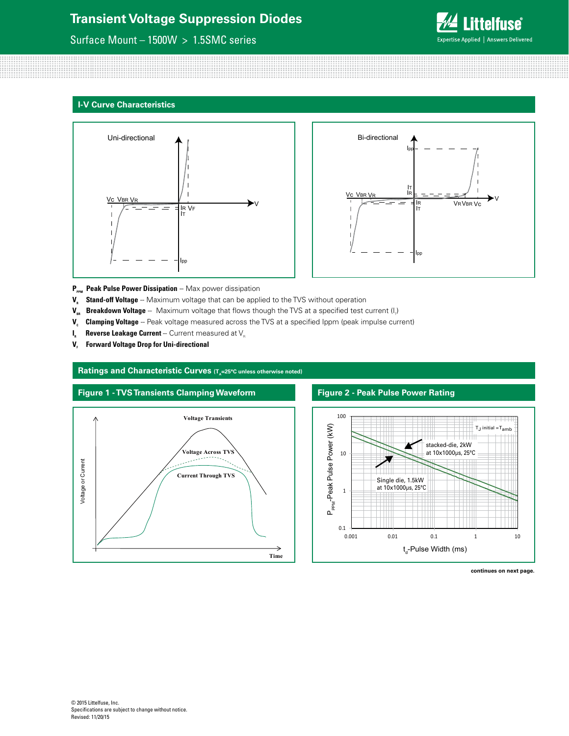## I-V Curve Characteristics

**$P_{PPM}$ Peak Pulse Power Dissipation** -- Max power dissipation

**$V_R$ Stand-off Voltage** -- Maximum voltage that can be applied to the TVS without operation

**$V_{BR}$ Breakdown Voltage** -- Maximum voltage that flows though the TVS at a specified test current ($I_T$)

**$V_C$ Clamping Voltage** -- Peak voltage measured across the TVS at a specified Ippm (peak impulse current)

**$I_R$ Reverse Leakage Current** -- Current measured at $V_R$

**$V_F$ Forward Voltage Drop for Uni-directional**

## Ratings and Characteristic Curves ($T_A$=25°C unless otherwise noted)

### Figure 1 - TVS Transients Clamping Waveform

### Figure 2 - Peak Pulse Power Rating

**continues on next page.**

© 2015 Littelfuse, Inc.
Specifications are subject to change without notice.
Revised: 11/20/15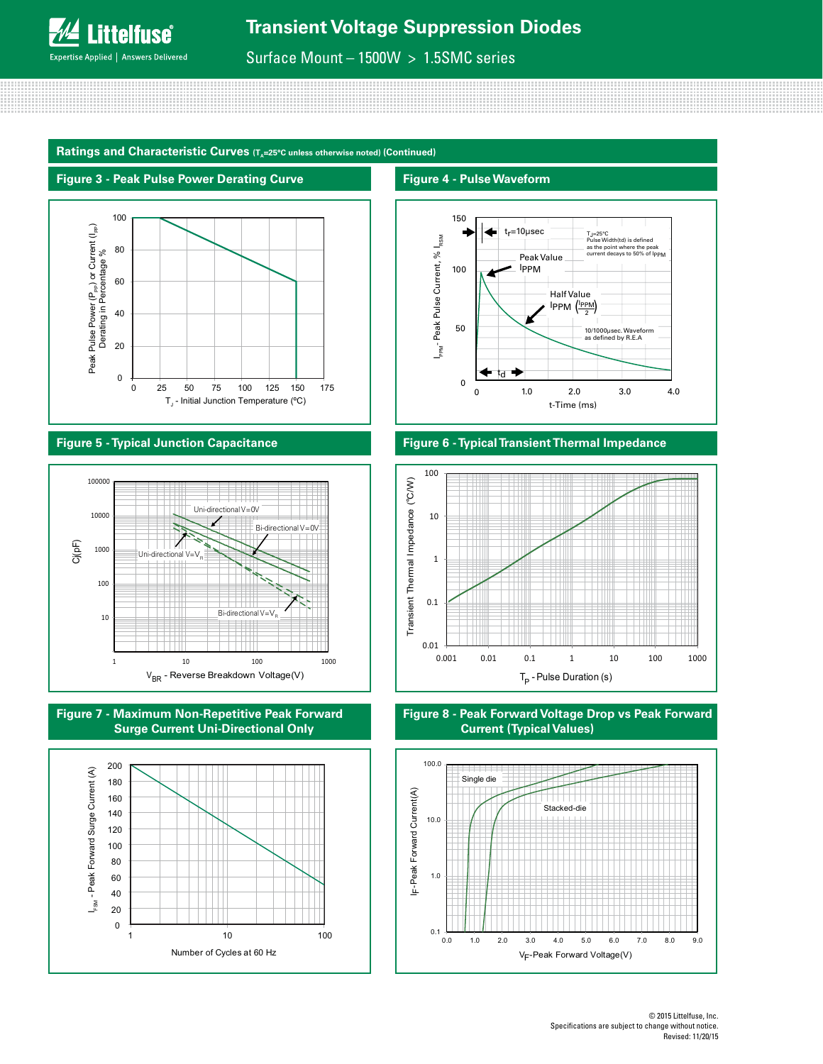## Ratings and Characteristic Curves ($T_A$=25°C unless noted otherwise) (Continued)

### Figure 3 - Peak Pulse Power Derating Curve

Peak Pulse Power ($P_{PP}$) or Current ($I_{PP}$) Derating in Percentage %

$T_J$ - Initial Junction Temperature (ºC)

### Figure 4 - Pulse Waveform

$t_r$=10μsec

$T_J$=25°C
Pulse Width(td) is defined as the point where the peak current decays to 50% of $I_{PPM}$

Peak Value $I_{PPM}$

Half Value $I_{PPM}$ $\left(\frac{I_{PPM}}{2}\right)$

10/1000μsec. Waveform as defined by R.E.A

$t_d$

$I_{PPM}$ - Peak Pulse Current, % $I_{RSM}$

t-Time (ms)

### Figure 5 - Typical Junction Capacitance

Uni-directional V=0V

Bi-directional V=0V

Uni-directional V=$V_R$

Bi-directional V=$V_R$

Cj(pF)

$V_{BR}$ - Reverse Breakdown Voltage(V)

### Figure 6 - Typical Transient Thermal Impedance

Transient Thermal Impedance (°C/W)

$T_p$ - Pulse Duration (s)

### Figure 7 - Maximum Non-Repetitive Peak Forward Surge Current Uni-Directional Only

$I_{FSM}$ - Peak Forward Surge Current (A)

Number of Cycles at 60 Hz

### Figure 8 - Peak Forward Voltage Drop vs Peak Forward Current (Typical Values)

Single die

Stacked-die

$I_F$-Peak Forward Current(A)

$V_F$-Peak Forward Voltage(V)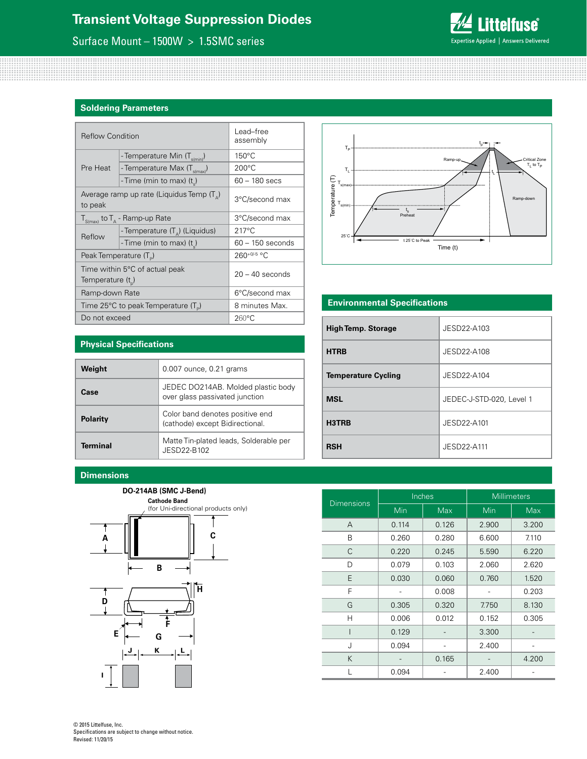## Soldering Parameters

| Reflow Condition | | Lead–free assembly |
|---|---|---|
| Pre Heat | - Temperature Min ($T_{s(min)}$) | 150°C |
| | - Temperature Max ($T_{s(max)}$) | 200°C |
| | - Time (min to max) ($t_s$) | 60 – 180 secs |
| Average ramp up rate (Liquidus Temp ($T_A$) to peak | | 3°C/second max |
| $T_{S(max)}$ to $T_A$ - Ramp-up Rate | | 3°C/second max |
| Reflow | - Temperature ($T_A$) (Liquidus) | 217°C |
| | - Time (min to max) ($t_s$) | 60 – 150 seconds |
| Peak Temperature ($T_P$) | | $260^{+0/-5}$ °C |
| Time within 5°C of actual peak Temperature ($t_p$) | | 20 – 40 seconds |
| Ramp-down Rate | | 6°C/second max |
| Time 25°C to peak Temperature ($T_P$) | | 8 minutes Max. |
| Do not exceed | | 260°C |

## Physical Specifications

| | |
|---|---|
| **Weight** | 0.007 ounce, 0.21 grams |
| **Case** | JEDEC DO214AB. Molded plastic body over glass passivated junction |
| **Polarity** | Color band denotes positive end (cathode) except Bidirectional. |
| **Terminal** | Matte Tin-plated leads, Solderable per JESD22-B102 |

## Environmental Specifications

| | |
|---|---|
| **High Temp. Storage** | JESD22-A103 |
| **HTRB** | JESD22-A108 |
| **Temperature Cycling** | JESD22-A104 |
| **MSL** | JEDEC-J-STD-020, Level 1 |
| **H3TRB** | JESD22-A101 |
| **RSH** | JESD22-A111 |

## Dimensions

**DO-214AB (SMC J-Bend)**

**Cathode Band** (for Uni-directional products only)

| Dimensions | Inches | | Millimeters | |
|---|---|---|---|---|
| | Min | Max | Min | Max |
| A | 0.114 | 0.126 | 2.900 | 3.200 |
| B | 0.260 | 0.280 | 6.600 | 7.110 |
| C | 0.220 | 0.245 | 5.590 | 6.220 |
| D | 0.079 | 0.103 | 2.060 | 2.620 |
| E | 0.030 | 0.060 | 0.760 | 1.520 |
| F | - | 0.008 | - | 0.203 |
| G | 0.305 | 0.320 | 7.750 | 8.130 |
| H | 0.006 | 0.012 | 0.152 | 0.305 |
| I | 0.129 | - | 3.300 | - |
| J | 0.094 | - | 2.400 | - |
| K | - | 0.165 | - | 4.200 |
| L | 0.094 | - | 2.400 | - |

© 2015 Littelfuse, Inc.
Specifications are subject to change without notice.
Revised: 11/20/15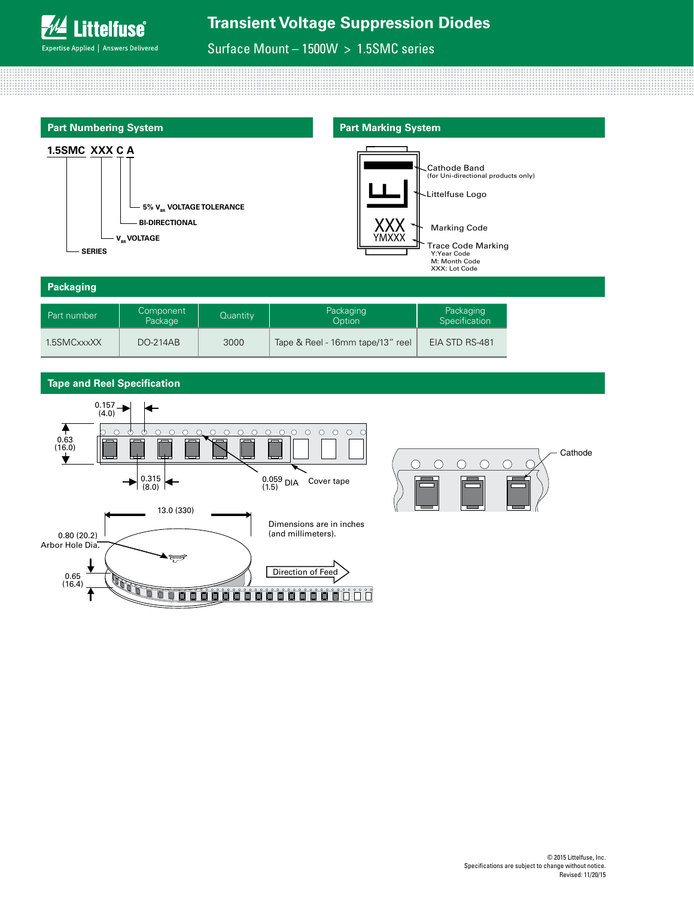## Part Numbering System

**1.5SMC XXX C A**

- **5% $V_{BR}$ VOLTAGE TOLERANCE**
- **BI-DIRECTIONAL**
- **$V_{BR}$ VOLTAGE**
- **SERIES**

## Part Marking System

Cathode Band
(for Uni-directional products only)

Littelfuse Logo

XXX
YMXXX

Marking Code

Trace Code Marking
Y:Year Code
M: Month Code
XXX: Lot Code

## Packaging

| Part number | Component Package | Quantity | Packaging Option | Packaging Specification |
|---|---|---|---|---|
| 1.5SMCxxxXX | DO-214AB | 3000 | Tape & Reel - 16mm tape/13" reel | EIA STD RS-481 |

## Tape and Reel Specification

0.157
(4.0)

0.63
(16.0)

0.315
(8.0)

0.059
(1.5)
DIA

Cover tape

13.0 (330)

0.80 (20.2)
Arbor Hole Dia.

0.65
(16.4)

Dimensions are in inches
(and millimeters).

Direction of Feed

Cathode

© 2015 Littelfuse, Inc.
Specifications are subject to change without notice.
Revised: 11/20/15